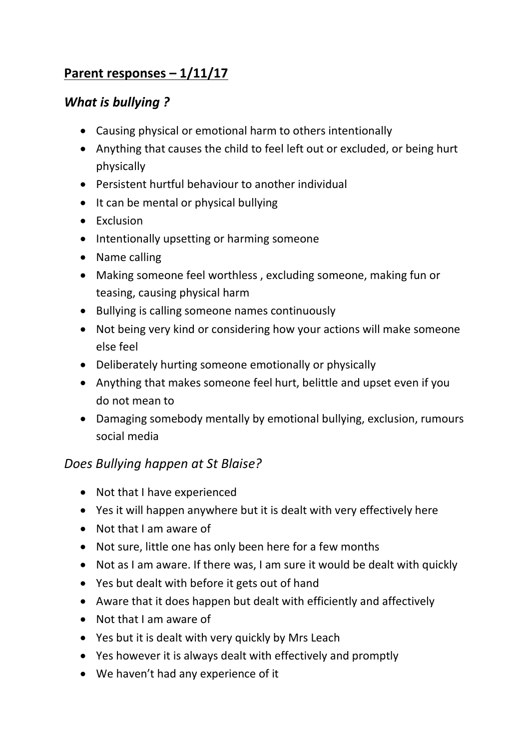## **Parent responses – 1/11/17**

### ***What is bullying ?***

- Causing physical or emotional harm to others intentionally
- Anything that causes the child to feel left out or excluded, or being hurt physically
- Persistent hurtful behaviour to another individual
- It can be mental or physical bullying
- Exclusion
- Intentionally upsetting or harming someone
- Name calling
- Making someone feel worthless , excluding someone, making fun or teasing, causing physical harm
- Bullying is calling someone names continuously
- Not being very kind or considering how your actions will make someone else feel
- Deliberately hurting someone emotionally or physically
- Anything that makes someone feel hurt, belittle and upset even if you do not mean to
- Damaging somebody mentally by emotional bullying, exclusion, rumours social media

### *Does Bullying happen at St Blaise?*

- Not that I have experienced
- Yes it will happen anywhere but it is dealt with very effectively here
- Not that I am aware of
- Not sure, little one has only been here for a few months
- Not as I am aware. If there was, I am sure it would be dealt with quickly
- Yes but dealt with before it gets out of hand
- Aware that it does happen but dealt with efficiently and affectively
- Not that I am aware of
- Yes but it is dealt with very quickly by Mrs Leach
- Yes however it is always dealt with effectively and promptly
- We haven't had any experience of it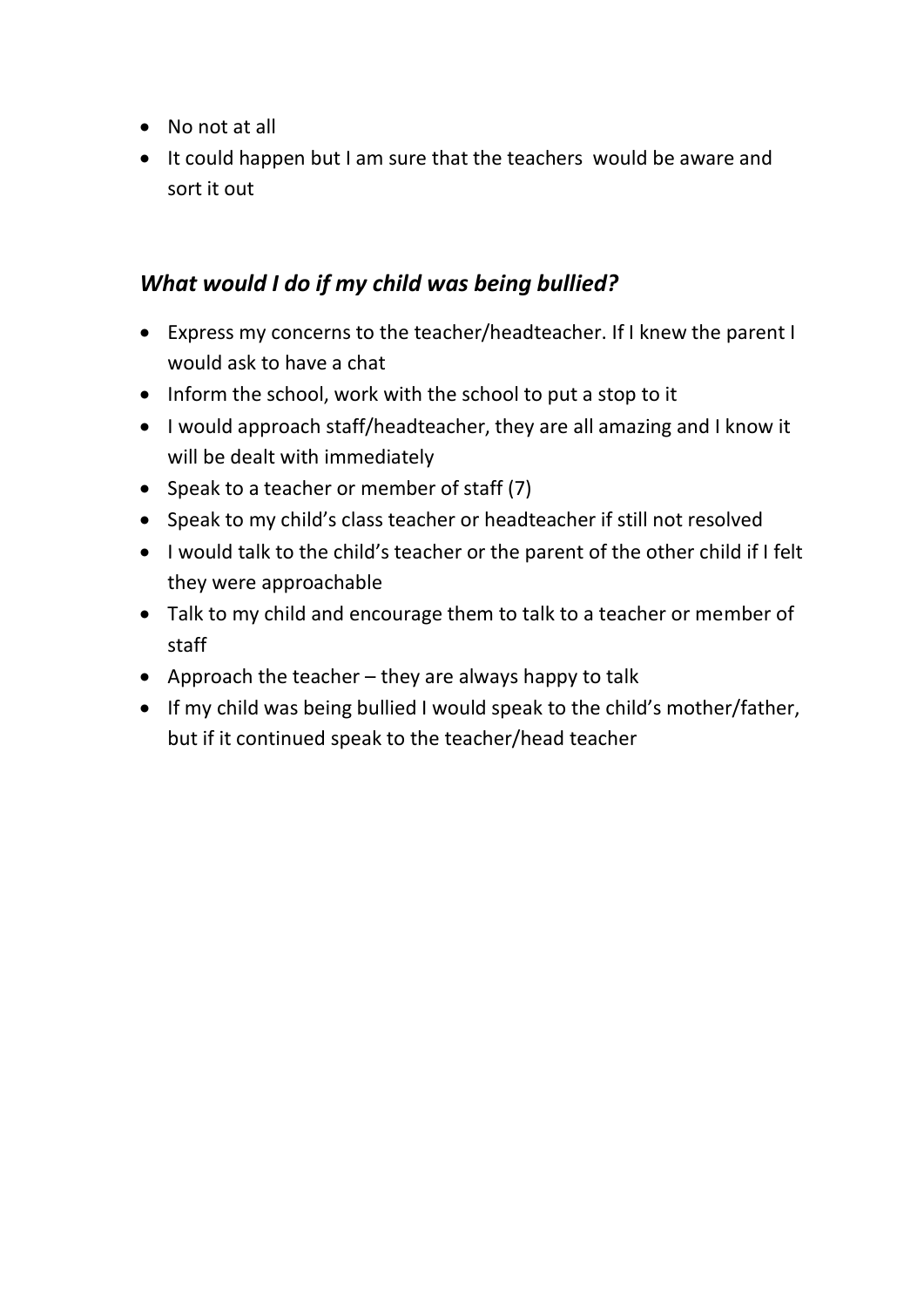- No not at all
- It could happen but I am sure that the teachers would be aware and sort it out

### *What would I do if my child was being bullied?*

- Express my concerns to the teacher/headteacher. If I knew the parent I would ask to have a chat
- Inform the school, work with the school to put a stop to it
- I would approach staff/headteacher, they are all amazing and I know it will be dealt with immediately
- Speak to a teacher or member of staff (7)
- Speak to my child's class teacher or headteacher if still not resolved
- I would talk to the child's teacher or the parent of the other child if I felt they were approachable
- Talk to my child and encourage them to talk to a teacher or member of staff
- Approach the teacher – they are always happy to talk
- If my child was being bullied I would speak to the child's mother/father, but if it continued speak to the teacher/head teacher